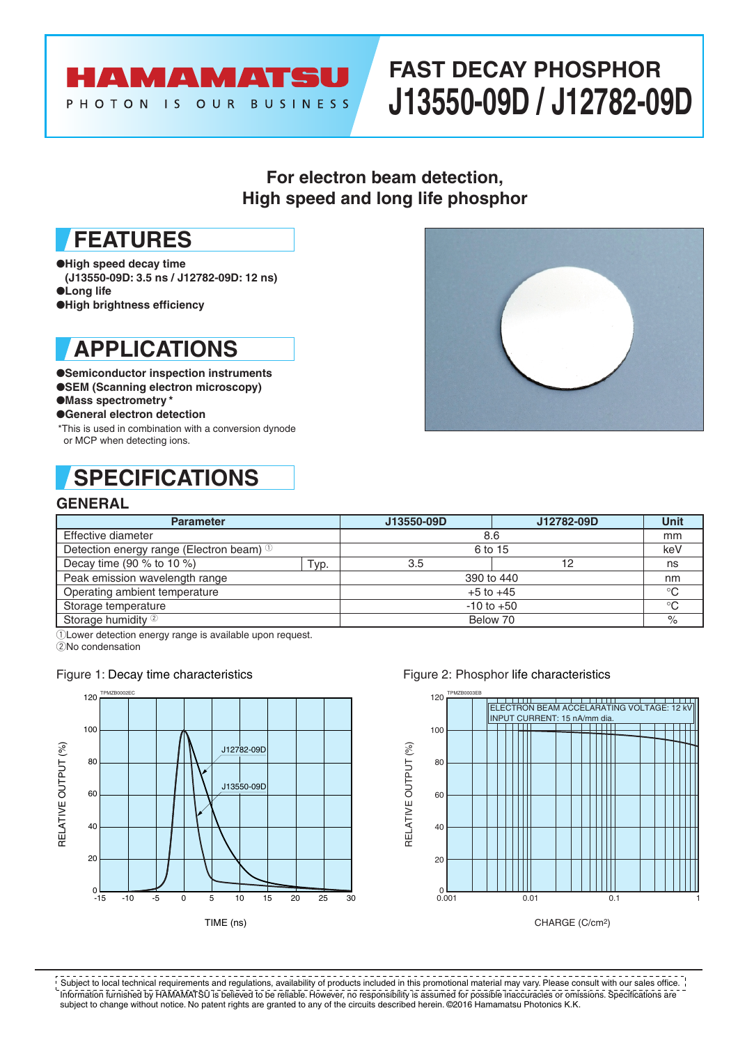# HAMAMATSU

PHOTON IS OUR BUSINESS

# FAST DECAY PHOSPHOR J13550-09D / J12782-09D

**For electron beam detection, High speed and long life phosphor**

## FEATURES

- **High speed decay time (J13550-09D: 3.5 ns / J12782-09D: 12 ns)**
- **Long life**
- **High brightness efficiency**

## APPLICATIONS

- **Semiconductor inspection instruments**
- **SEM (Scanning electron microscopy)**
- **Mass spectrometry ***
- **General electron detection**

*This is used in combination with a conversion dynode or MCP when detecting ions.

## SPECIFICATIONS

### GENERAL

| Parameter | | J13550-09D | J12782-09D | Unit |
|---|---|---|---|---|
| Effective diameter | | 8.6 | | mm |
| Detection energy range (Electron beam) ① | | 6 to 15 | | keV |
| Decay time (90 % to 10 %) | Typ. | 3.5 | 12 | ns |
| Peak emission wavelength range | | 390 to 440 | | nm |
| Operating ambient temperature | | +5 to +45 | | °C |
| Storage temperature | | -10 to +50 | | °C |
| Storage humidity ② | | Below 70 | | % |

①Lower detection energy range is available upon request.
②No condensation

Figure 1: Decay time characteristics

Figure 2: Phosphor life characteristics

Subject to local technical requirements and regulations, availability of products included in this promotional material may vary. Please consult with our sales office. Information furnished by HAMAMATSU is believed to be reliable. However, no responsibility is assumed for possible inaccuracies or omissions. Specifications are subject to change without notice. No patent rights are granted to any of the circuits described herein. ©2016 Hamamatsu Photonics K.K.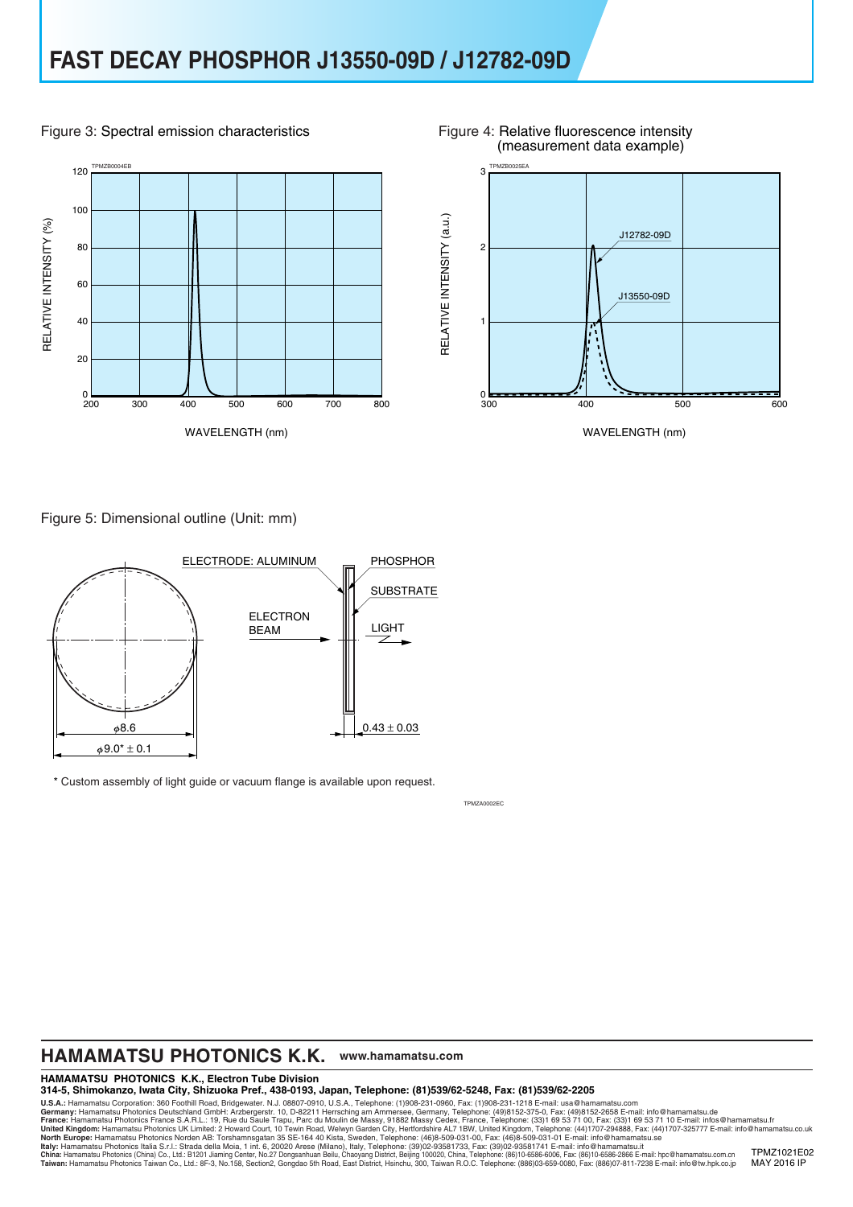# FAST DECAY PHOSPHOR J13550-09D / J12782-09D

Figure 3: Spectral emission characteristics

TPMZB0004EB

RELATIVE INTENSITY (%)

120
100
80
60
40
20
0

200 300 400 500 600 700 800

WAVELENGTH (nm)

Figure 4: Relative fluorescence intensity (measurement data example)

TPMZB0025EA

RELATIVE INTENSITY (a.u.)

3
2
1
0

300 400 500 600

J12782-09D

J13550-09D

WAVELENGTH (nm)

Figure 5: Dimensional outline (Unit: mm)

ELECTRODE: ALUMINUM

PHOSPHOR

SUBSTRATE

ELECTRON BEAM

LIGHT

$\phi$8.6

$\phi$9.0* ± 0.1

0.43 ± 0.03

\* Custom assembly of light guide or vacuum flange is available upon request.

TPMZA0002EC

## HAMAMATSU PHOTONICS K.K. www.hamamatsu.com

**HAMAMATSU PHOTONICS K.K., Electron Tube Division**
**314-5, Shimokanzo, Iwata City, Shizuoka Pref., 438-0193, Japan, Telephone: (81)539/62-5248, Fax: (81)539/62-2205**

**U.S.A.:** Hamamatsu Corporation: 360 Foothill Road, Bridgewater. N.J. 08807-0910, U.S.A., Telephone: (1)908-231-0960, Fax: (1)908-231-1218 E-mail: usa@hamamatsu.com
**Germany:** Hamamatsu Photonics Deutschland GmbH: Arzbergerstr. 10, D-82211 Herrsching am Ammersee, Germany, Telephone: (49)8152-375-0, Fax: (49)8152-2658 E-mail: info@hamamatsu.de
**France:** Hamamatsu Photonics France S.A.R.L.: 19, Rue du Saule Trapu, Parc du Moulin de Massy, 91882 Massy Cedex, France, Telephone: (33)1 69 53 71 00, Fax: (33)1 69 53 71 10 E-mail: infos@hamamatsu.fr
**United Kingdom:** Hamamatsu Photonics UK Limited: 2 Howard Court, 10 Tewin Road, Welwyn Garden City, Hertfordshire AL7 1BW, United Kingdom, Telephone: (44)1707-294888, Fax: (44)1707-325777 E-mail: info@hamamatsu.co.uk
**North Europe:** Hamamatsu Photonics Norden AB: Torshamnsgatan 35 SE-164 40 Kista, Sweden, Telephone: (46)8-509-031-00, Fax: (46)8-509-031-01 E-mail: info@hamamatsu.se
**Italy:** Hamamatsu Photonics Italia S.r.l.: Strada della Moia, 1 int. 6, 20020 Arese (Milano), Italy, Telephone: (39)02-93581733, Fax: (39)02-93581741 E-mail: info@hamamatsu.it
**China:** Hamamatsu Photonics (China) Co., Ltd.: B1201 Jiaming Center, No.27 Dongsanhuan Beilu, Chaoyang District, Beijing 100020, China, Telephone: (86)10-6586-6006, Fax: (86)10-6586-2866 E-mail: hpc@hamamatsu.com.cn
**Taiwan:** Hamamatsu Photonics Taiwan Co., Ltd.: 8F-3, No.158, Section2, Gongdao 5th Road, East District, Hsinchu, 300, Taiwan R.O.C. Telephone: (886)03-659-0080, Fax: (886)07-811-7238 E-mail: info@tw.hpk.co.jp

TPMZ1021E02
MAY 2016 IP